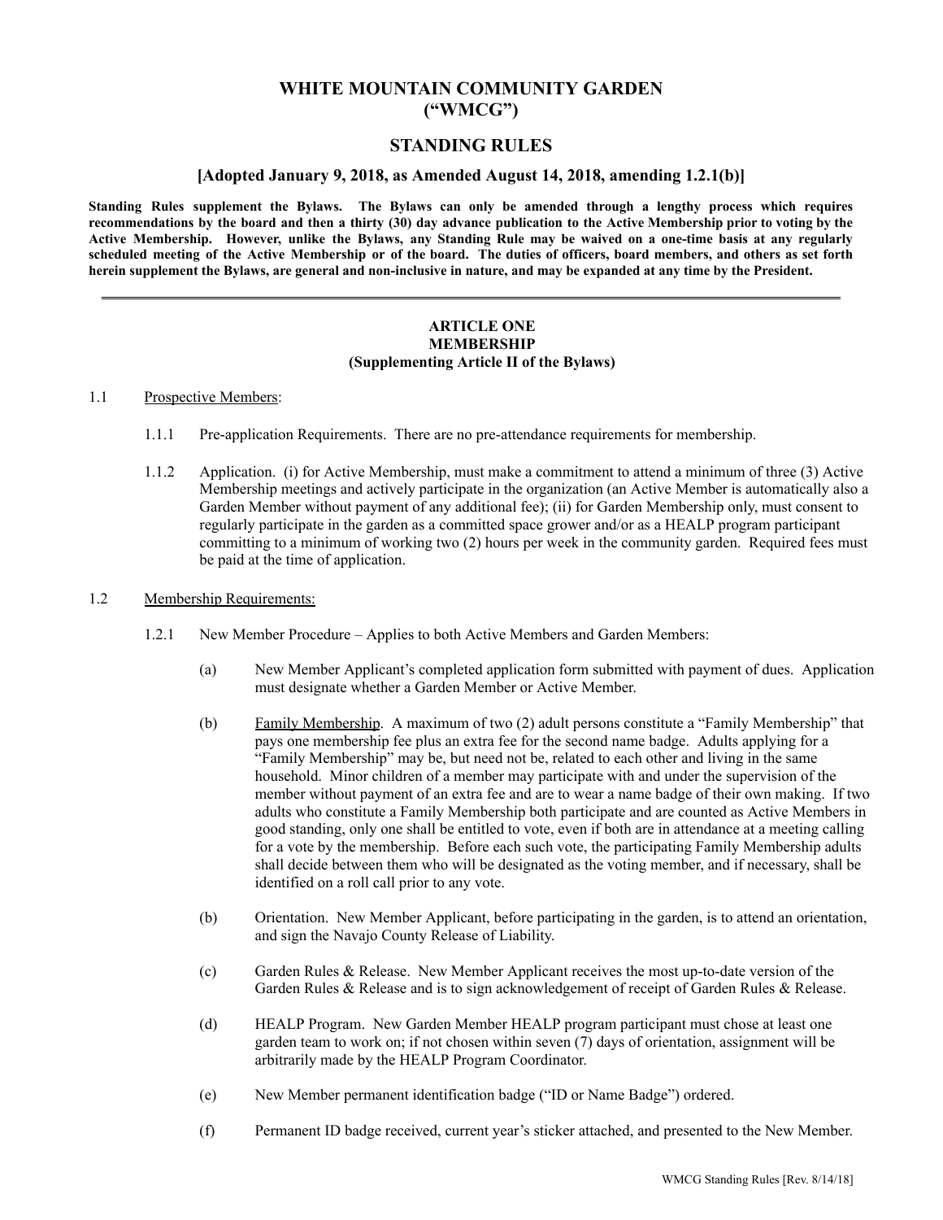# WHITE MOUNTAIN COMMUNITY GARDEN
# ("WMCG")

## STANDING RULES

### [Adopted January 9, 2018, as Amended August 14, 2018, amending 1.2.1(b)]

**Standing Rules supplement the Bylaws. The Bylaws can only be amended through a lengthy process which requires recommendations by the board and then a thirty (30) day advance publication to the Active Membership prior to voting by the Active Membership. However, unlike the Bylaws, any Standing Rule may be waived on a one-time basis at any regularly scheduled meeting of the Active Membership or of the board. The duties of officers, board members, and others as set forth herein supplement the Bylaws, are general and non-inclusive in nature, and may be expanded at any time by the President.**

---

**ARTICLE ONE**
**MEMBERSHIP**
**(Supplementing Article II of the Bylaws)**

1.1 Prospective Members:

1.1.1 Pre-application Requirements. There are no pre-attendance requirements for membership.

1.1.2 Application. (i) for Active Membership, must make a commitment to attend a minimum of three (3) Active Membership meetings and actively participate in the organization (an Active Member is automatically also a Garden Member without payment of any additional fee); (ii) for Garden Membership only, must consent to regularly participate in the garden as a committed space grower and/or as a HEALP program participant committing to a minimum of working two (2) hours per week in the community garden. Required fees must be paid at the time of application.

1.2 Membership Requirements:

1.2.1 New Member Procedure – Applies to both Active Members and Garden Members:

(a) New Member Applicant's completed application form submitted with payment of dues. Application must designate whether a Garden Member or Active Member.

(b) Family Membership. A maximum of two (2) adult persons constitute a "Family Membership" that pays one membership fee plus an extra fee for the second name badge. Adults applying for a "Family Membership" may be, but need not be, related to each other and living in the same household. Minor children of a member may participate with and under the supervision of the member without payment of an extra fee and are to wear a name badge of their own making. If two adults who constitute a Family Membership both participate and are counted as Active Members in good standing, only one shall be entitled to vote, even if both are in attendance at a meeting calling for a vote by the membership. Before each such vote, the participating Family Membership adults shall decide between them who will be designated as the voting member, and if necessary, shall be identified on a roll call prior to any vote.

(b) Orientation. New Member Applicant, before participating in the garden, is to attend an orientation, and sign the Navajo County Release of Liability.

(c) Garden Rules & Release. New Member Applicant receives the most up-to-date version of the Garden Rules & Release and is to sign acknowledgement of receipt of Garden Rules & Release.

(d) HEALP Program. New Garden Member HEALP program participant must chose at least one garden team to work on; if not chosen within seven (7) days of orientation, assignment will be arbitrarily made by the HEALP Program Coordinator.

(e) New Member permanent identification badge ("ID or Name Badge") ordered.

(f) Permanent ID badge received, current year's sticker attached, and presented to the New Member.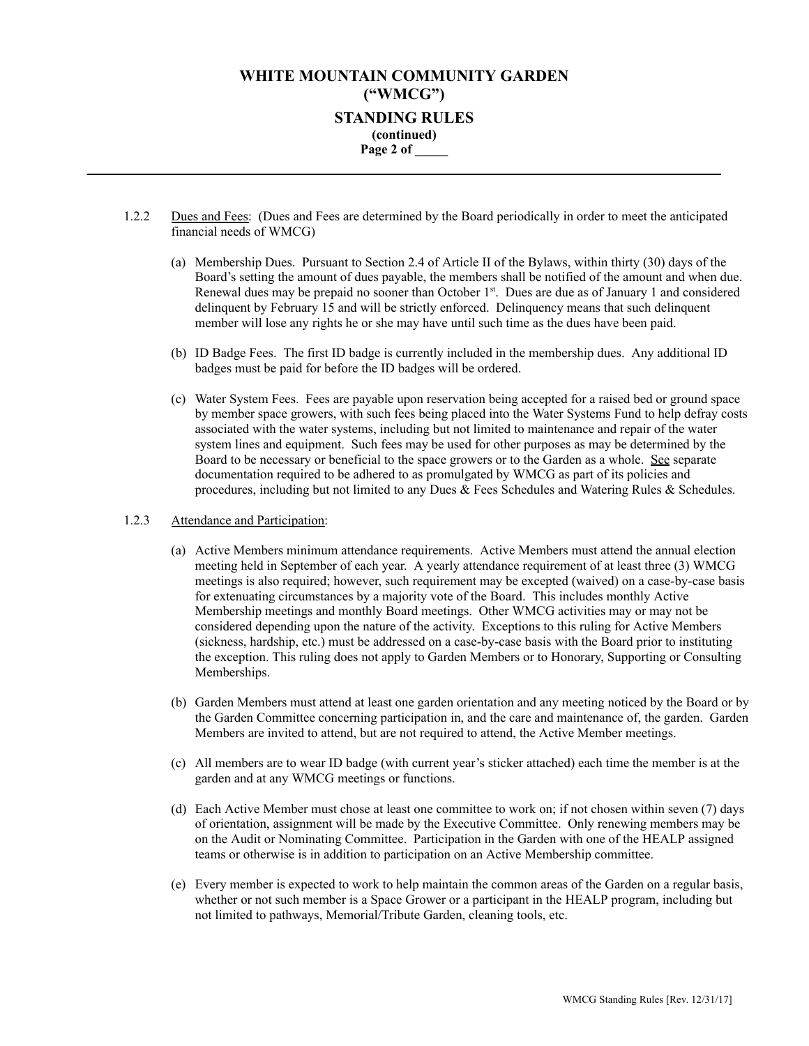1.2.2 Dues and Fees: (Dues and Fees are determined by the Board periodically in order to meet the anticipated financial needs of WMCG)

(a) Membership Dues. Pursuant to Section 2.4 of Article II of the Bylaws, within thirty (30) days of the Board's setting the amount of dues payable, the members shall be notified of the amount and when due. Renewal dues may be prepaid no sooner than October 1st. Dues are due as of January 1 and considered delinquent by February 15 and will be strictly enforced. Delinquency means that such delinquent member will lose any rights he or she may have until such time as the dues have been paid.

(b) ID Badge Fees. The first ID badge is currently included in the membership dues. Any additional ID badges must be paid for before the ID badges will be ordered.

(c) Water System Fees. Fees are payable upon reservation being accepted for a raised bed or ground space by member space growers, with such fees being placed into the Water Systems Fund to help defray costs associated with the water systems, including but not limited to maintenance and repair of the water system lines and equipment. Such fees may be used for other purposes as may be determined by the Board to be necessary or beneficial to the space growers or to the Garden as a whole. See separate documentation required to be adhered to as promulgated by WMCG as part of its policies and procedures, including but not limited to any Dues & Fees Schedules and Watering Rules & Schedules.

1.2.3 Attendance and Participation:

(a) Active Members minimum attendance requirements. Active Members must attend the annual election meeting held in September of each year. A yearly attendance requirement of at least three (3) WMCG meetings is also required; however, such requirement may be excepted (waived) on a case-by-case basis for extenuating circumstances by a majority vote of the Board. This includes monthly Active Membership meetings and monthly Board meetings. Other WMCG activities may or may not be considered depending upon the nature of the activity. Exceptions to this ruling for Active Members (sickness, hardship, etc.) must be addressed on a case-by-case basis with the Board prior to instituting the exception. This ruling does not apply to Garden Members or to Honorary, Supporting or Consulting Memberships.

(b) Garden Members must attend at least one garden orientation and any meeting noticed by the Board or by the Garden Committee concerning participation in, and the care and maintenance of, the garden. Garden Members are invited to attend, but are not required to attend, the Active Member meetings.

(c) All members are to wear ID badge (with current year's sticker attached) each time the member is at the garden and at any WMCG meetings or functions.

(d) Each Active Member must chose at least one committee to work on; if not chosen within seven (7) days of orientation, assignment will be made by the Executive Committee. Only renewing members may be on the Audit or Nominating Committee. Participation in the Garden with one of the HEALP assigned teams or otherwise is in addition to participation on an Active Membership committee.

(e) Every member is expected to work to help maintain the common areas of the Garden on a regular basis, whether or not such member is a Space Grower or a participant in the HEALP program, including but not limited to pathways, Memorial/Tribute Garden, cleaning tools, etc.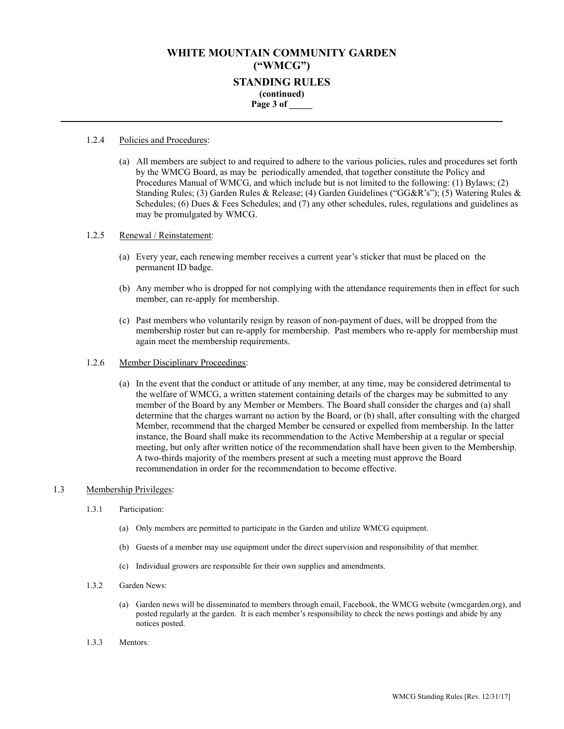#### 1.2.4 Policies and Procedures:

(a) All members are subject to and required to adhere to the various policies, rules and procedures set forth by the WMCG Board, as may be periodically amended, that together constitute the Policy and Procedures Manual of WMCG, and which include but is not limited to the following: (1) Bylaws; (2) Standing Rules; (3) Garden Rules & Release; (4) Garden Guidelines ("GG&R's"); (5) Watering Rules & Schedules; (6) Dues & Fees Schedules; and (7) any other schedules, rules, regulations and guidelines as may be promulgated by WMCG.

#### 1.2.5 Renewal / Reinstatement:

(a) Every year, each renewing member receives a current year's sticker that must be placed on the permanent ID badge.

(b) Any member who is dropped for not complying with the attendance requirements then in effect for such member, can re-apply for membership.

(c) Past members who voluntarily resign by reason of non-payment of dues, will be dropped from the membership roster but can re-apply for membership. Past members who re-apply for membership must again meet the membership requirements.

#### 1.2.6 Member Disciplinary Proceedings:

(a) In the event that the conduct or attitude of any member, at any time, may be considered detrimental to the welfare of WMCG, a written statement containing details of the charges may be submitted to any member of the Board by any Member or Members. The Board shall consider the charges and (a) shall determine that the charges warrant no action by the Board, or (b) shall, after consulting with the charged Member, recommend that the charged Member be censured or expelled from membership. In the latter instance, the Board shall make its recommendation to the Active Membership at a regular or special meeting, but only after written notice of the recommendation shall have been given to the Membership. A two-thirds majority of the members present at such a meeting must approve the Board recommendation in order for the recommendation to become effective.

### 1.3 Membership Privileges:

#### 1.3.1 Participation:

(a) Only members are permitted to participate in the Garden and utilize WMCG equipment.

(b) Guests of a member may use equipment under the direct supervision and responsibility of that member.

(c) Individual growers are responsible for their own supplies and amendments.

#### 1.3.2 Garden News:

(a) Garden news will be disseminated to members through email, Facebook, the WMCG website (wmcgarden.org), and posted regularly at the garden. It is each member's responsibility to check the news postings and abide by any notices posted.

#### 1.3.3 Mentors*:*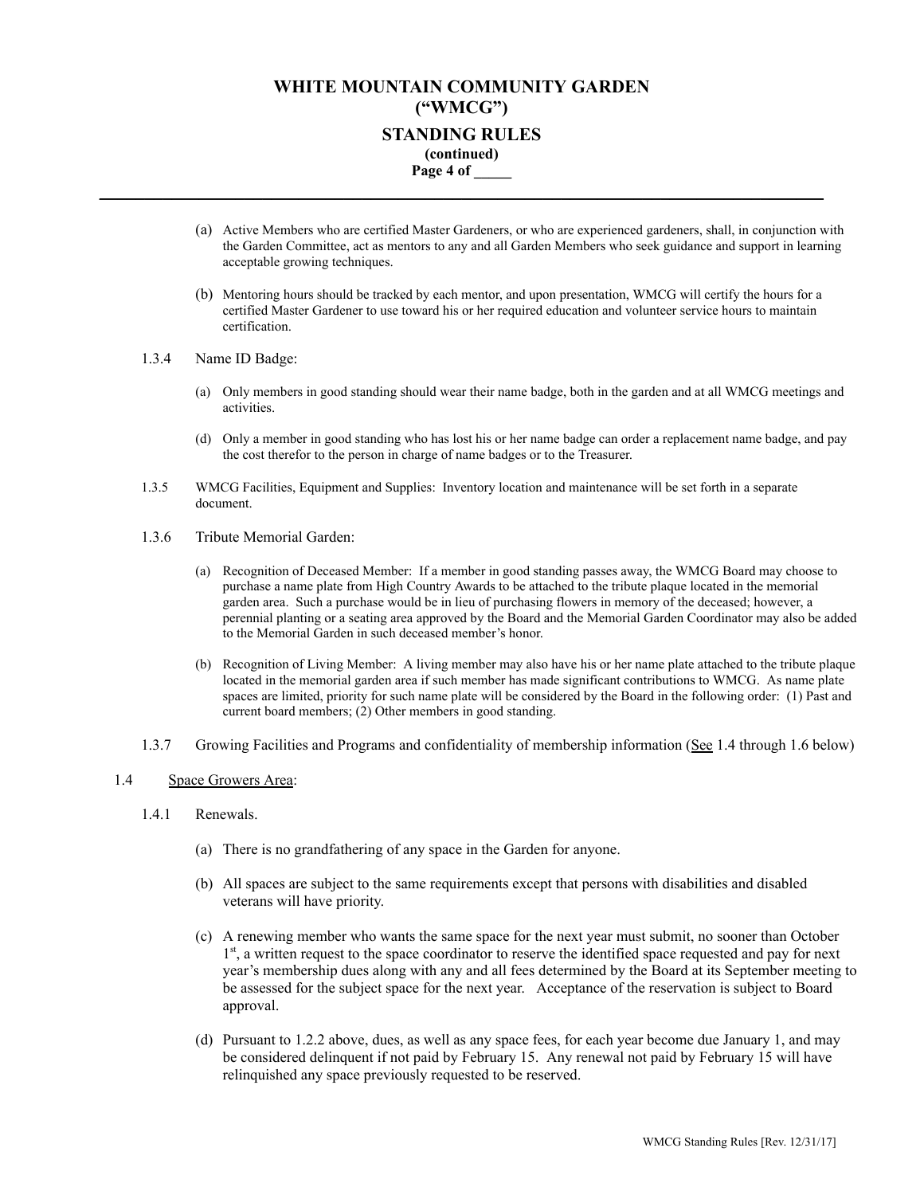(a) Active Members who are certified Master Gardeners, or who are experienced gardeners, shall, in conjunction with the Garden Committee, act as mentors to any and all Garden Members who seek guidance and support in learning acceptable growing techniques.

(b) Mentoring hours should be tracked by each mentor, and upon presentation, WMCG will certify the hours for a certified Master Gardener to use toward his or her required education and volunteer service hours to maintain certification.

1.3.4 Name ID Badge:

(a) Only members in good standing should wear their name badge, both in the garden and at all WMCG meetings and activities.

(d) Only a member in good standing who has lost his or her name badge can order a replacement name badge, and pay the cost therefor to the person in charge of name badges or to the Treasurer.

1.3.5 WMCG Facilities, Equipment and Supplies: Inventory location and maintenance will be set forth in a separate document.

1.3.6 Tribute Memorial Garden:

(a) Recognition of Deceased Member: If a member in good standing passes away, the WMCG Board may choose to purchase a name plate from High Country Awards to be attached to the tribute plaque located in the memorial garden area. Such a purchase would be in lieu of purchasing flowers in memory of the deceased; however, a perennial planting or a seating area approved by the Board and the Memorial Garden Coordinator may also be added to the Memorial Garden in such deceased member's honor.

(b) Recognition of Living Member: A living member may also have his or her name plate attached to the tribute plaque located in the memorial garden area if such member has made significant contributions to WMCG. As name plate spaces are limited, priority for such name plate will be considered by the Board in the following order: (1) Past and current board members; (2) Other members in good standing.

1.3.7 Growing Facilities and Programs and confidentiality of membership information (See 1.4 through 1.6 below)

1.4 Space Growers Area:

1.4.1 Renewals.

(a) There is no grandfathering of any space in the Garden for anyone.

(b) All spaces are subject to the same requirements except that persons with disabilities and disabled veterans will have priority.

(c) A renewing member who wants the same space for the next year must submit, no sooner than October 1st, a written request to the space coordinator to reserve the identified space requested and pay for next year's membership dues along with any and all fees determined by the Board at its September meeting to be assessed for the subject space for the next year. Acceptance of the reservation is subject to Board approval.

(d) Pursuant to 1.2.2 above, dues, as well as any space fees, for each year become due January 1, and may be considered delinquent if not paid by February 15. Any renewal not paid by February 15 will have relinquished any space previously requested to be reserved.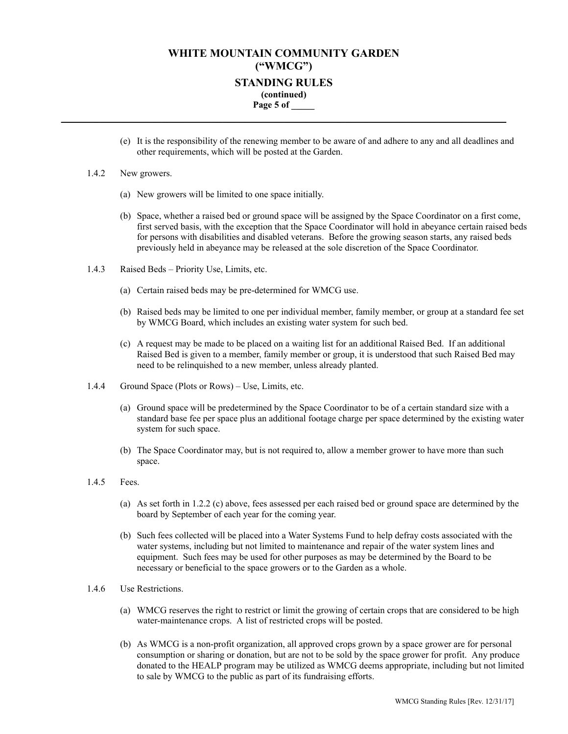(e) It is the responsibility of the renewing member to be aware of and adhere to any and all deadlines and other requirements, which will be posted at the Garden.

1.4.2 New growers.

(a) New growers will be limited to one space initially.

(b) Space, whether a raised bed or ground space will be assigned by the Space Coordinator on a first come, first served basis, with the exception that the Space Coordinator will hold in abeyance certain raised beds for persons with disabilities and disabled veterans. Before the growing season starts, any raised beds previously held in abeyance may be released at the sole discretion of the Space Coordinator.

1.4.3 Raised Beds – Priority Use, Limits, etc.

(a) Certain raised beds may be pre-determined for WMCG use.

(b) Raised beds may be limited to one per individual member, family member, or group at a standard fee set by WMCG Board, which includes an existing water system for such bed.

(c) A request may be made to be placed on a waiting list for an additional Raised Bed. If an additional Raised Bed is given to a member, family member or group, it is understood that such Raised Bed may need to be relinquished to a new member, unless already planted.

1.4.4 Ground Space (Plots or Rows) – Use, Limits, etc.

(a) Ground space will be predetermined by the Space Coordinator to be of a certain standard size with a standard base fee per space plus an additional footage charge per space determined by the existing water system for such space.

(b) The Space Coordinator may, but is not required to, allow a member grower to have more than such space.

1.4.5 Fees.

(a) As set forth in 1.2.2 (c) above, fees assessed per each raised bed or ground space are determined by the board by September of each year for the coming year.

(b) Such fees collected will be placed into a Water Systems Fund to help defray costs associated with the water systems, including but not limited to maintenance and repair of the water system lines and equipment. Such fees may be used for other purposes as may be determined by the Board to be necessary or beneficial to the space growers or to the Garden as a whole.

1.4.6 Use Restrictions.

(a) WMCG reserves the right to restrict or limit the growing of certain crops that are considered to be high water-maintenance crops. A list of restricted crops will be posted.

(b) As WMCG is a non-profit organization, all approved crops grown by a space grower are for personal consumption or sharing or donation, but are not to be sold by the space grower for profit. Any produce donated to the HEALP program may be utilized as WMCG deems appropriate, including but not limited to sale by WMCG to the public as part of its fundraising efforts.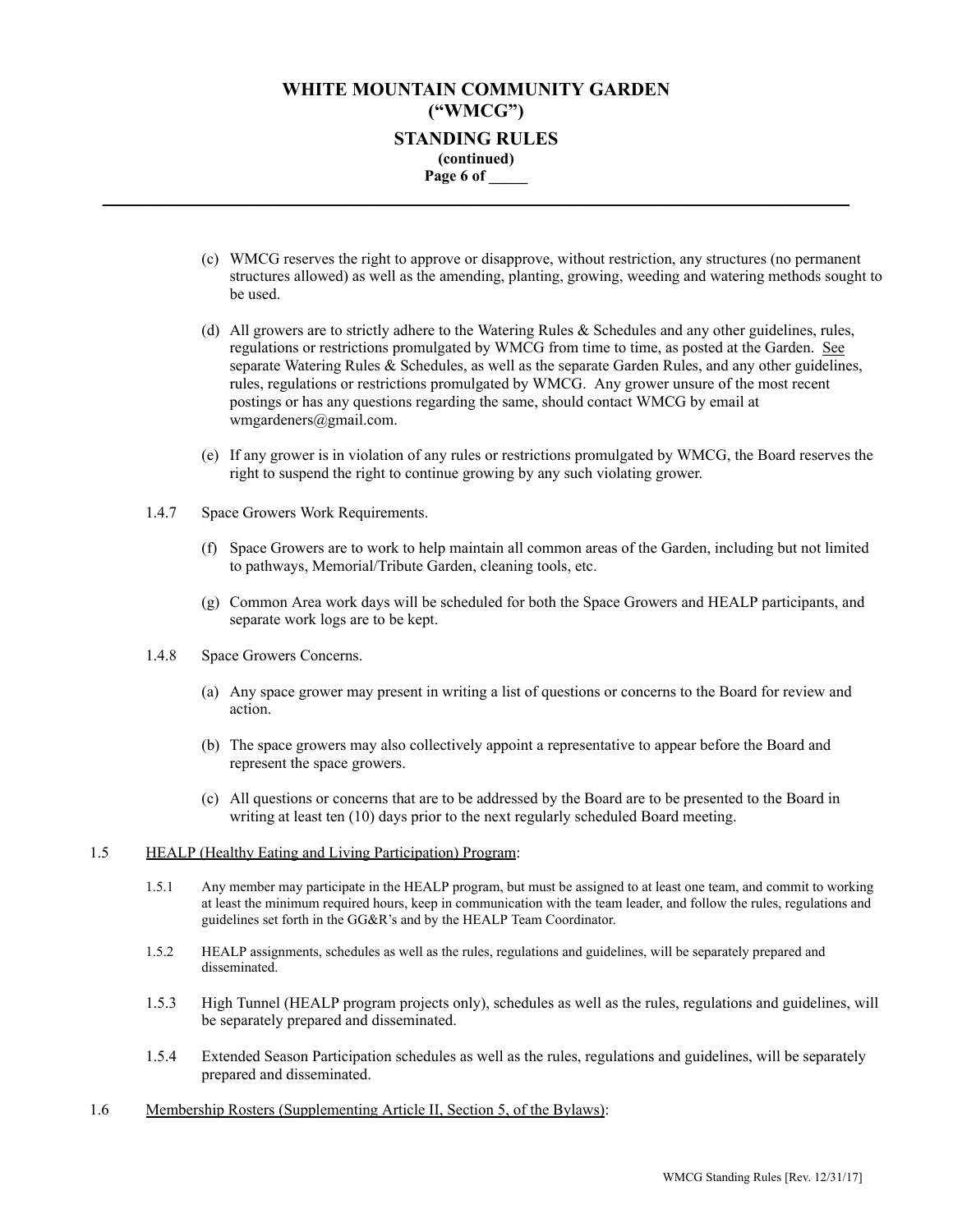(c) WMCG reserves the right to approve or disapprove, without restriction, any structures (no permanent structures allowed) as well as the amending, planting, growing, weeding and watering methods sought to be used.

(d) All growers are to strictly adhere to the Watering Rules & Schedules and any other guidelines, rules, regulations or restrictions promulgated by WMCG from time to time, as posted at the Garden. <u>See</u> separate Watering Rules & Schedules, as well as the separate Garden Rules, and any other guidelines, rules, regulations or restrictions promulgated by WMCG. Any grower unsure of the most recent postings or has any questions regarding the same, should contact WMCG by email at wmgardeners@gmail.com.

(e) If any grower is in violation of any rules or restrictions promulgated by WMCG, the Board reserves the right to suspend the right to continue growing by any such violating grower.

1.4.7 Space Growers Work Requirements.

(f) Space Growers are to work to help maintain all common areas of the Garden, including but not limited to pathways, Memorial/Tribute Garden, cleaning tools, etc.

(g) Common Area work days will be scheduled for both the Space Growers and HEALP participants, and separate work logs are to be kept.

1.4.8 Space Growers Concerns.

(a) Any space grower may present in writing a list of questions or concerns to the Board for review and action.

(b) The space growers may also collectively appoint a representative to appear before the Board and represent the space growers.

(c) All questions or concerns that are to be addressed by the Board are to be presented to the Board in writing at least ten (10) days prior to the next regularly scheduled Board meeting.

1.5 <u>HEALP (Healthy Eating and Living Participation) Program</u>:

1.5.1 Any member may participate in the HEALP program, but must be assigned to at least one team, and commit to working at least the minimum required hours, keep in communication with the team leader, and follow the rules, regulations and guidelines set forth in the GG&R's and by the HEALP Team Coordinator.

1.5.2 HEALP assignments, schedules as well as the rules, regulations and guidelines, will be separately prepared and disseminated.

1.5.3 High Tunnel (HEALP program projects only), schedules as well as the rules, regulations and guidelines, will be separately prepared and disseminated.

1.5.4 Extended Season Participation schedules as well as the rules, regulations and guidelines, will be separately prepared and disseminated.

1.6 <u>Membership Rosters (Supplementing Article II, Section 5, of the Bylaws)</u>: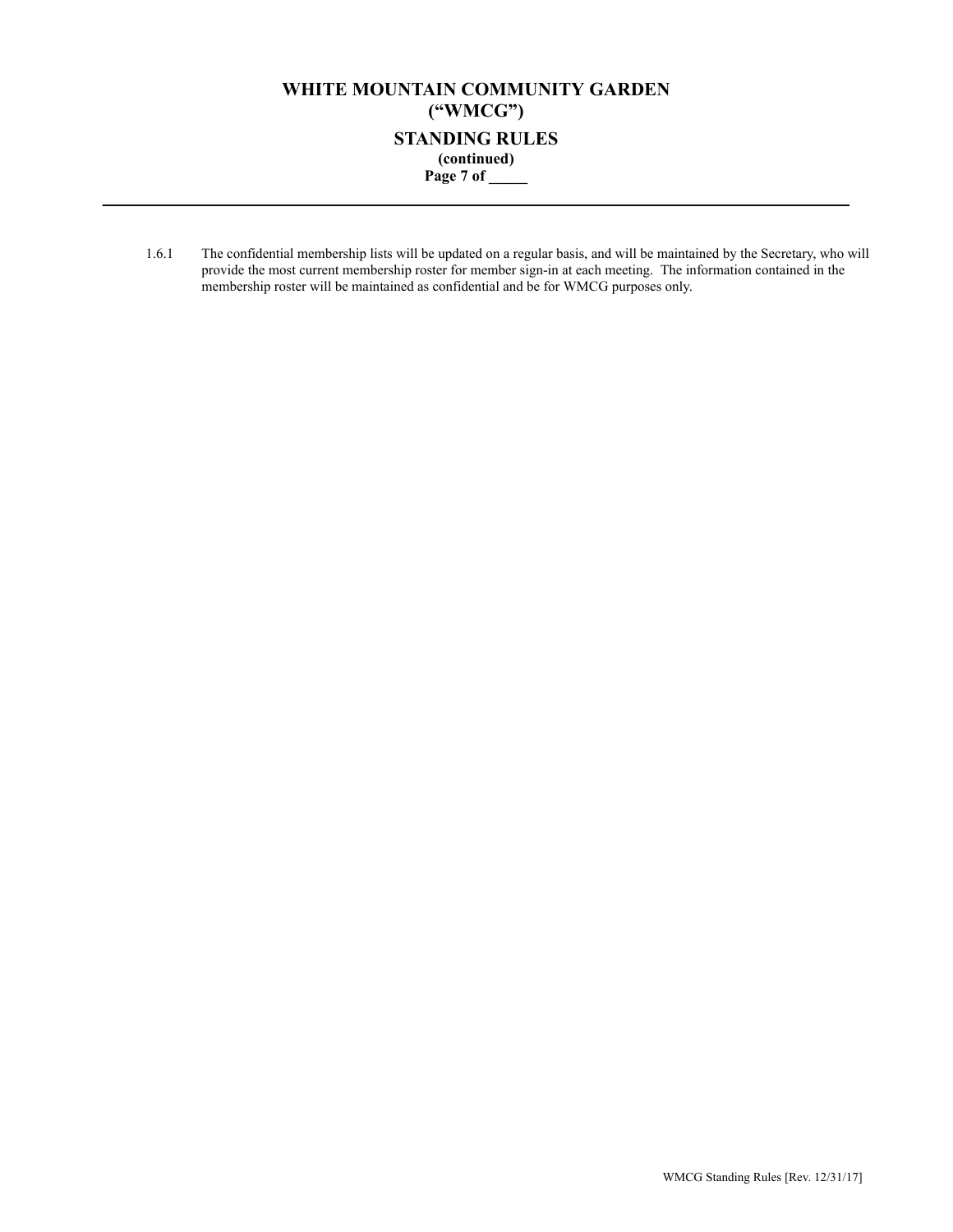1.6.1 The confidential membership lists will be updated on a regular basis, and will be maintained by the Secretary, who will provide the most current membership roster for member sign-in at each meeting. The information contained in the membership roster will be maintained as confidential and be for WMCG purposes only.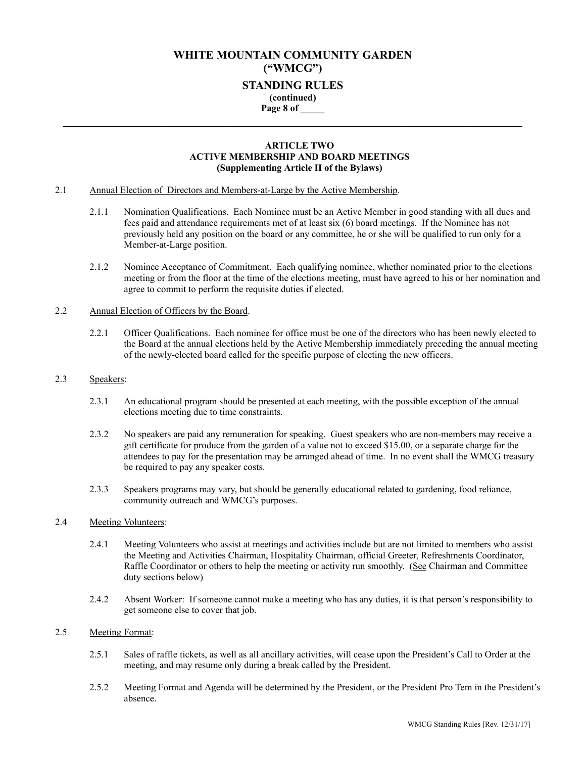## ARTICLE TWO
## ACTIVE MEMBERSHIP AND BOARD MEETINGS
### (Supplementing Article II of the Bylaws)

2.1 Annual Election of Directors and Members-at-Large by the Active Membership.

2.1.1 Nomination Qualifications. Each Nominee must be an Active Member in good standing with all dues and fees paid and attendance requirements met of at least six (6) board meetings. If the Nominee has not previously held any position on the board or any committee, he or she will be qualified to run only for a Member-at-Large position.

2.1.2 Nominee Acceptance of Commitment. Each qualifying nominee, whether nominated prior to the elections meeting or from the floor at the time of the elections meeting, must have agreed to his or her nomination and agree to commit to perform the requisite duties if elected.

2.2 Annual Election of Officers by the Board.

2.2.1 Officer Qualifications. Each nominee for office must be one of the directors who has been newly elected to the Board at the annual elections held by the Active Membership immediately preceding the annual meeting of the newly-elected board called for the specific purpose of electing the new officers.

2.3 Speakers:

2.3.1 An educational program should be presented at each meeting, with the possible exception of the annual elections meeting due to time constraints.

2.3.2 No speakers are paid any remuneration for speaking. Guest speakers who are non-members may receive a gift certificate for produce from the garden of a value not to exceed $15.00, or a separate charge for the attendees to pay for the presentation may be arranged ahead of time. In no event shall the WMCG treasury be required to pay any speaker costs.

2.3.3 Speakers programs may vary, but should be generally educational related to gardening, food reliance, community outreach and WMCG's purposes.

2.4 Meeting Volunteers:

2.4.1 Meeting Volunteers who assist at meetings and activities include but are not limited to members who assist the Meeting and Activities Chairman, Hospitality Chairman, official Greeter, Refreshments Coordinator, Raffle Coordinator or others to help the meeting or activity run smoothly. (See Chairman and Committee duty sections below)

2.4.2 Absent Worker: If someone cannot make a meeting who has any duties, it is that person's responsibility to get someone else to cover that job.

2.5 Meeting Format:

2.5.1 Sales of raffle tickets, as well as all ancillary activities, will cease upon the President's Call to Order at the meeting, and may resume only during a break called by the President.

2.5.2 Meeting Format and Agenda will be determined by the President, or the President Pro Tem in the President's absence.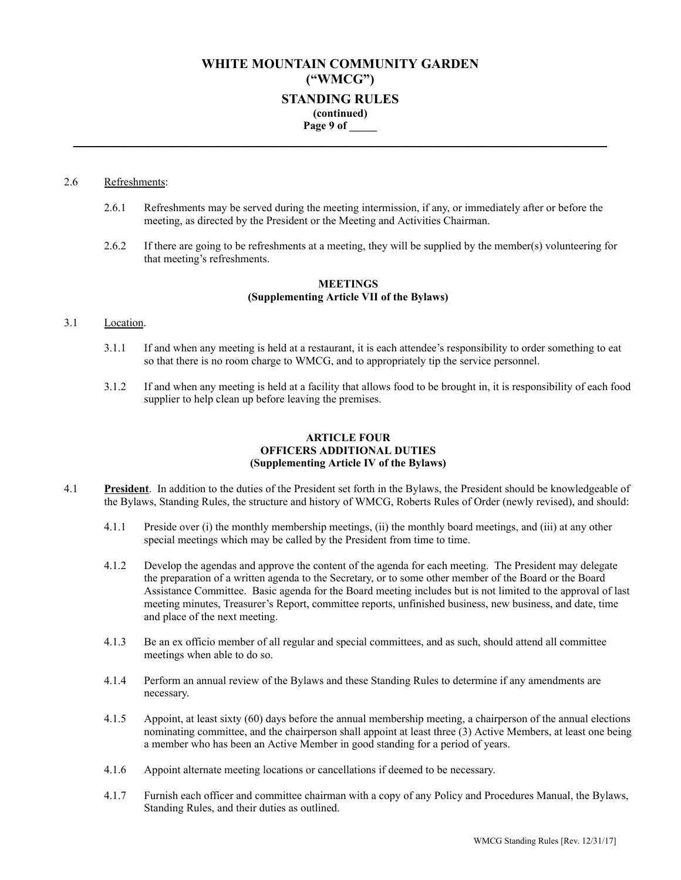2.6 Refreshments:

2.6.1 Refreshments may be served during the meeting intermission, if any, or immediately after or before the meeting, as directed by the President or the Meeting and Activities Chairman.

2.6.2 If there are going to be refreshments at a meeting, they will be supplied by the member(s) volunteering for that meeting's refreshments.

**MEETINGS**
**(Supplementing Article VII of the Bylaws)**

3.1 Location.

3.1.1 If and when any meeting is held at a restaurant, it is each attendee's responsibility to order something to eat so that there is no room charge to WMCG, and to appropriately tip the service personnel.

3.1.2 If and when any meeting is held at a facility that allows food to be brought in, it is responsibility of each food supplier to help clean up before leaving the premises.

## ARTICLE FOUR
## OFFICERS ADDITIONAL DUTIES
**(Supplementing Article IV of the Bylaws)**

4.1 **President**. In addition to the duties of the President set forth in the Bylaws, the President should be knowledgeable of the Bylaws, Standing Rules, the structure and history of WMCG, Roberts Rules of Order (newly revised), and should:

4.1.1 Preside over (i) the monthly membership meetings, (ii) the monthly board meetings, and (iii) at any other special meetings which may be called by the President from time to time.

4.1.2 Develop the agendas and approve the content of the agenda for each meeting. The President may delegate the preparation of a written agenda to the Secretary, or to some other member of the Board or the Board Assistance Committee. Basic agenda for the Board meeting includes but is not limited to the approval of last meeting minutes, Treasurer's Report, committee reports, unfinished business, new business, and date, time and place of the next meeting.

4.1.3 Be an ex officio member of all regular and special committees, and as such, should attend all committee meetings when able to do so.

4.1.4 Perform an annual review of the Bylaws and these Standing Rules to determine if any amendments are necessary.

4.1.5 Appoint, at least sixty (60) days before the annual membership meeting, a chairperson of the annual elections nominating committee, and the chairperson shall appoint at least three (3) Active Members, at least one being a member who has been an Active Member in good standing for a period of years.

4.1.6 Appoint alternate meeting locations or cancellations if deemed to be necessary.

4.1.7 Furnish each officer and committee chairman with a copy of any Policy and Procedures Manual, the Bylaws, Standing Rules, and their duties as outlined.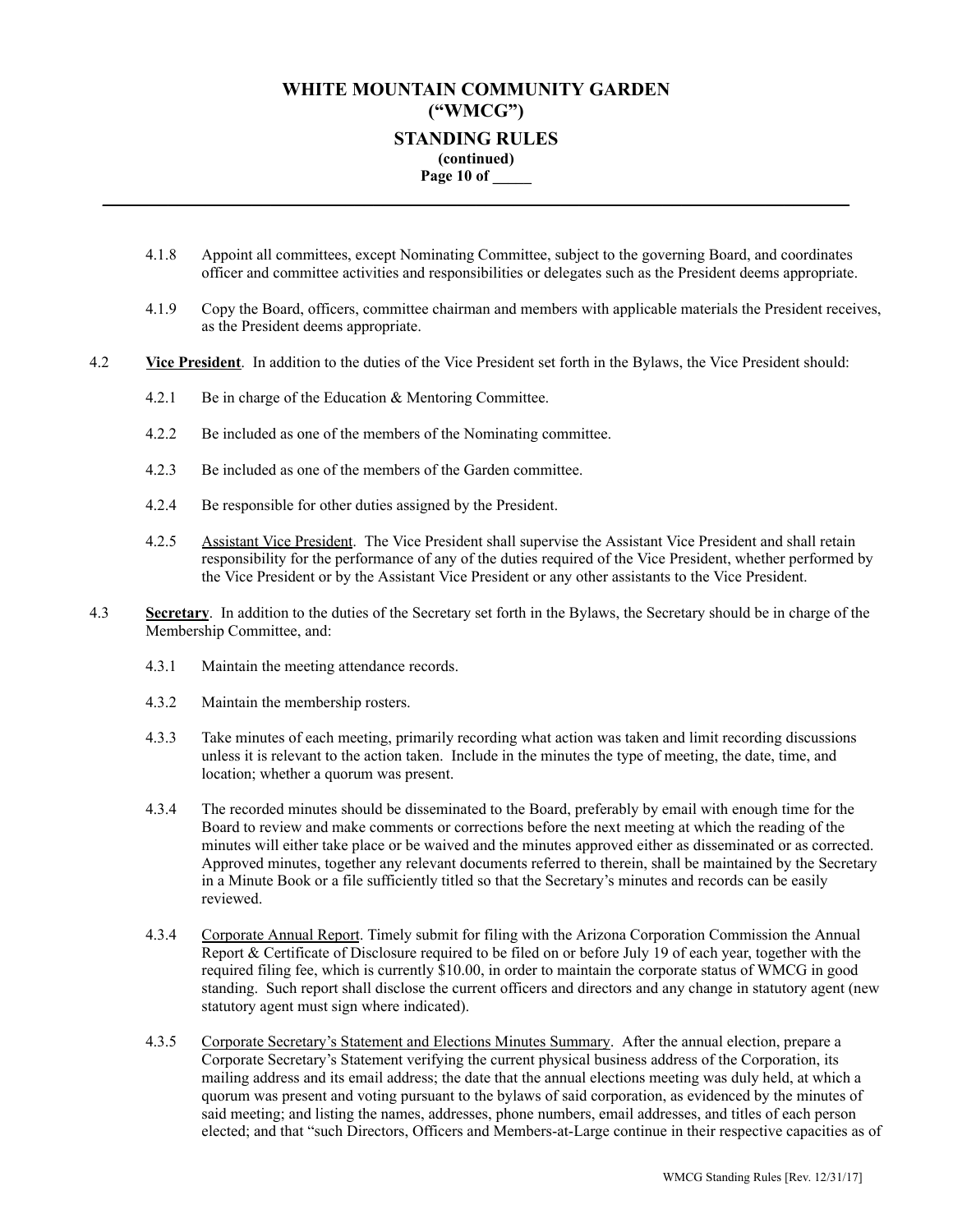4.1.8 Appoint all committees, except Nominating Committee, subject to the governing Board, and coordinates officer and committee activities and responsibilities or delegates such as the President deems appropriate.

4.1.9 Copy the Board, officers, committee chairman and members with applicable materials the President receives, as the President deems appropriate.

4.2 **Vice President**. In addition to the duties of the Vice President set forth in the Bylaws, the Vice President should:

4.2.1 Be in charge of the Education & Mentoring Committee.

4.2.2 Be included as one of the members of the Nominating committee.

4.2.3 Be included as one of the members of the Garden committee.

4.2.4 Be responsible for other duties assigned by the President.

4.2.5 Assistant Vice President. The Vice President shall supervise the Assistant Vice President and shall retain responsibility for the performance of any of the duties required of the Vice President, whether performed by the Vice President or by the Assistant Vice President or any other assistants to the Vice President.

4.3 **Secretary**. In addition to the duties of the Secretary set forth in the Bylaws, the Secretary should be in charge of the Membership Committee, and:

4.3.1 Maintain the meeting attendance records.

4.3.2 Maintain the membership rosters.

4.3.3 Take minutes of each meeting, primarily recording what action was taken and limit recording discussions unless it is relevant to the action taken. Include in the minutes the type of meeting, the date, time, and location; whether a quorum was present.

4.3.4 The recorded minutes should be disseminated to the Board, preferably by email with enough time for the Board to review and make comments or corrections before the next meeting at which the reading of the minutes will either take place or be waived and the minutes approved either as disseminated or as corrected. Approved minutes, together any relevant documents referred to therein, shall be maintained by the Secretary in a Minute Book or a file sufficiently titled so that the Secretary's minutes and records can be easily reviewed.

4.3.4 Corporate Annual Report. Timely submit for filing with the Arizona Corporation Commission the Annual Report & Certificate of Disclosure required to be filed on or before July 19 of each year, together with the required filing fee, which is currently $10.00, in order to maintain the corporate status of WMCG in good standing. Such report shall disclose the current officers and directors and any change in statutory agent (new statutory agent must sign where indicated).

4.3.5 Corporate Secretary's Statement and Elections Minutes Summary. After the annual election, prepare a Corporate Secretary's Statement verifying the current physical business address of the Corporation, its mailing address and its email address; the date that the annual elections meeting was duly held, at which a quorum was present and voting pursuant to the bylaws of said corporation, as evidenced by the minutes of said meeting; and listing the names, addresses, phone numbers, email addresses, and titles of each person elected; and that "such Directors, Officers and Members-at-Large continue in their respective capacities as of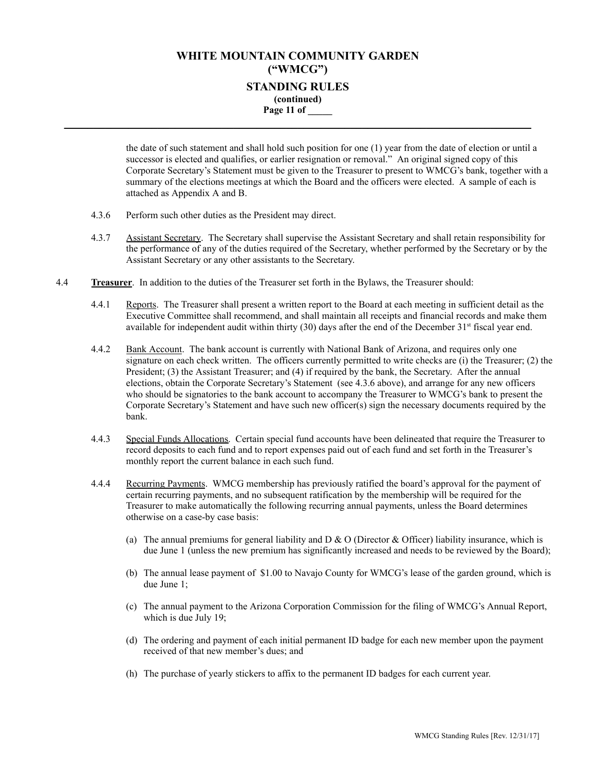the date of such statement and shall hold such position for one (1) year from the date of election or until a successor is elected and qualifies, or earlier resignation or removal." An original signed copy of this Corporate Secretary's Statement must be given to the Treasurer to present to WMCG's bank, together with a summary of the elections meetings at which the Board and the officers were elected. A sample of each is attached as Appendix A and B.

4.3.6 Perform such other duties as the President may direct.

4.3.7 Assistant Secretary. The Secretary shall supervise the Assistant Secretary and shall retain responsibility for the performance of any of the duties required of the Secretary, whether performed by the Secretary or by the Assistant Secretary or any other assistants to the Secretary.

4.4 **Treasurer**. In addition to the duties of the Treasurer set forth in the Bylaws, the Treasurer should:

4.4.1 Reports. The Treasurer shall present a written report to the Board at each meeting in sufficient detail as the Executive Committee shall recommend, and shall maintain all receipts and financial records and make them available for independent audit within thirty (30) days after the end of the December 31st fiscal year end.

4.4.2 Bank Account. The bank account is currently with National Bank of Arizona, and requires only one signature on each check written. The officers currently permitted to write checks are (i) the Treasurer; (2) the President; (3) the Assistant Treasurer; and (4) if required by the bank, the Secretary. After the annual elections, obtain the Corporate Secretary's Statement (see 4.3.6 above), and arrange for any new officers who should be signatories to the bank account to accompany the Treasurer to WMCG's bank to present the Corporate Secretary's Statement and have such new officer(s) sign the necessary documents required by the bank.

4.4.3 Special Funds Allocations. Certain special fund accounts have been delineated that require the Treasurer to record deposits to each fund and to report expenses paid out of each fund and set forth in the Treasurer's monthly report the current balance in each such fund.

4.4.4 Recurring Payments. WMCG membership has previously ratified the board's approval for the payment of certain recurring payments, and no subsequent ratification by the membership will be required for the Treasurer to make automatically the following recurring annual payments, unless the Board determines otherwise on a case-by case basis:

(a) The annual premiums for general liability and D & O (Director & Officer) liability insurance, which is due June 1 (unless the new premium has significantly increased and needs to be reviewed by the Board);

(b) The annual lease payment of $1.00 to Navajo County for WMCG's lease of the garden ground, which is due June 1;

(c) The annual payment to the Arizona Corporation Commission for the filing of WMCG's Annual Report, which is due July 19;

(d) The ordering and payment of each initial permanent ID badge for each new member upon the payment received of that new member's dues; and

(h) The purchase of yearly stickers to affix to the permanent ID badges for each current year.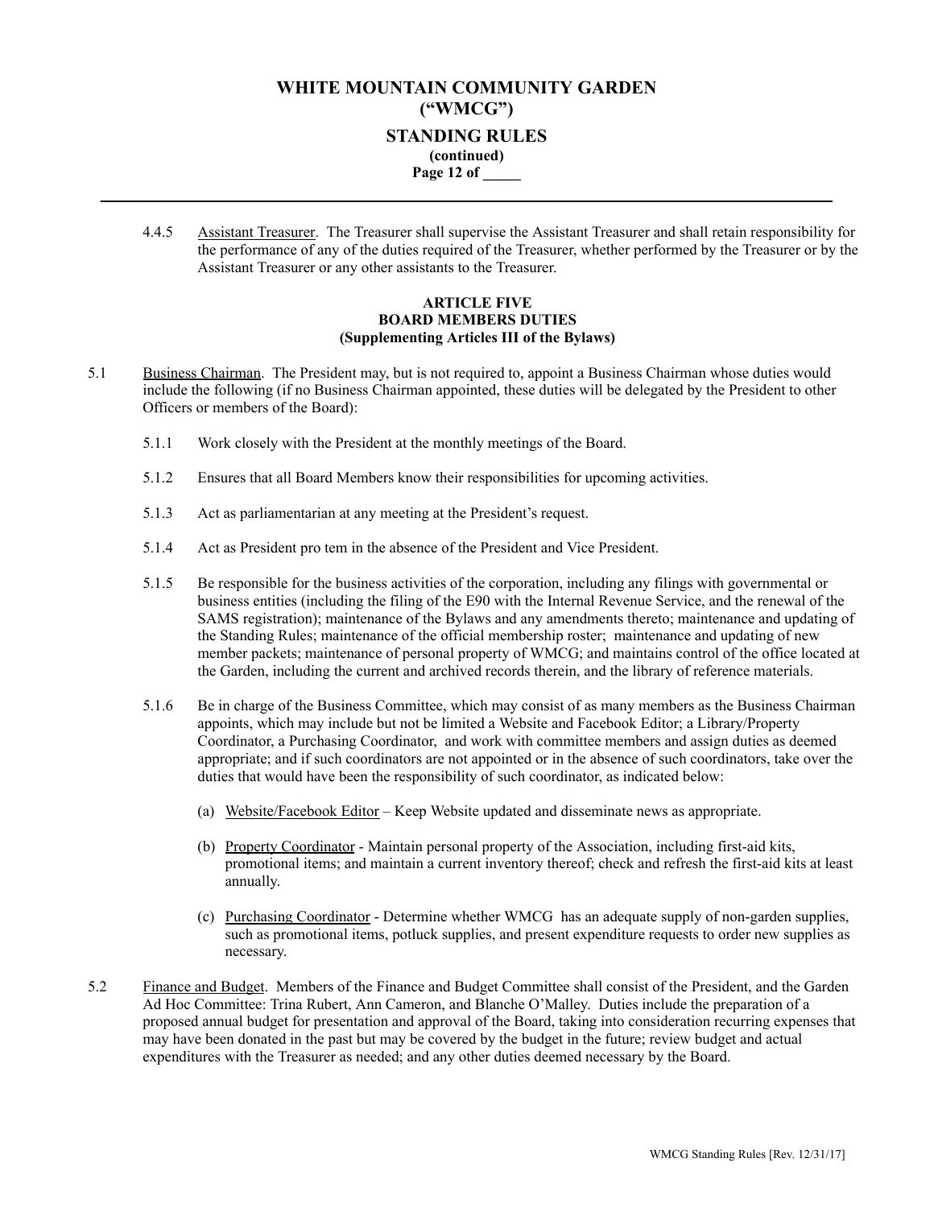4.4.5 Assistant Treasurer. The Treasurer shall supervise the Assistant Treasurer and shall retain responsibility for the performance of any of the duties required of the Treasurer, whether performed by the Treasurer or by the Assistant Treasurer or any other assistants to the Treasurer.

## ARTICLE FIVE
## BOARD MEMBERS DUTIES
## (Supplementing Articles III of the Bylaws)

5.1 Business Chairman. The President may, but is not required to, appoint a Business Chairman whose duties would include the following (if no Business Chairman appointed, these duties will be delegated by the President to other Officers or members of the Board):

5.1.1 Work closely with the President at the monthly meetings of the Board.

5.1.2 Ensures that all Board Members know their responsibilities for upcoming activities.

5.1.3 Act as parliamentarian at any meeting at the President's request.

5.1.4 Act as President pro tem in the absence of the President and Vice President.

5.1.5 Be responsible for the business activities of the corporation, including any filings with governmental or business entities (including the filing of the E90 with the Internal Revenue Service, and the renewal of the SAMS registration); maintenance of the Bylaws and any amendments thereto; maintenance and updating of the Standing Rules; maintenance of the official membership roster; maintenance and updating of new member packets; maintenance of personal property of WMCG; and maintains control of the office located at the Garden, including the current and archived records therein, and the library of reference materials.

5.1.6 Be in charge of the Business Committee, which may consist of as many members as the Business Chairman appoints, which may include but not be limited a Website and Facebook Editor; a Library/Property Coordinator, a Purchasing Coordinator, and work with committee members and assign duties as deemed appropriate; and if such coordinators are not appointed or in the absence of such coordinators, take over the duties that would have been the responsibility of such coordinator, as indicated below:

(a) Website/Facebook Editor – Keep Website updated and disseminate news as appropriate.

(b) Property Coordinator - Maintain personal property of the Association, including first-aid kits, promotional items; and maintain a current inventory thereof; check and refresh the first-aid kits at least annually.

(c) Purchasing Coordinator - Determine whether WMCG has an adequate supply of non-garden supplies, such as promotional items, potluck supplies, and present expenditure requests to order new supplies as necessary.

5.2 Finance and Budget. Members of the Finance and Budget Committee shall consist of the President, and the Garden Ad Hoc Committee: Trina Rubert, Ann Cameron, and Blanche O'Malley. Duties include the preparation of a proposed annual budget for presentation and approval of the Board, taking into consideration recurring expenses that may have been donated in the past but may be covered by the budget in the future; review budget and actual expenditures with the Treasurer as needed; and any other duties deemed necessary by the Board.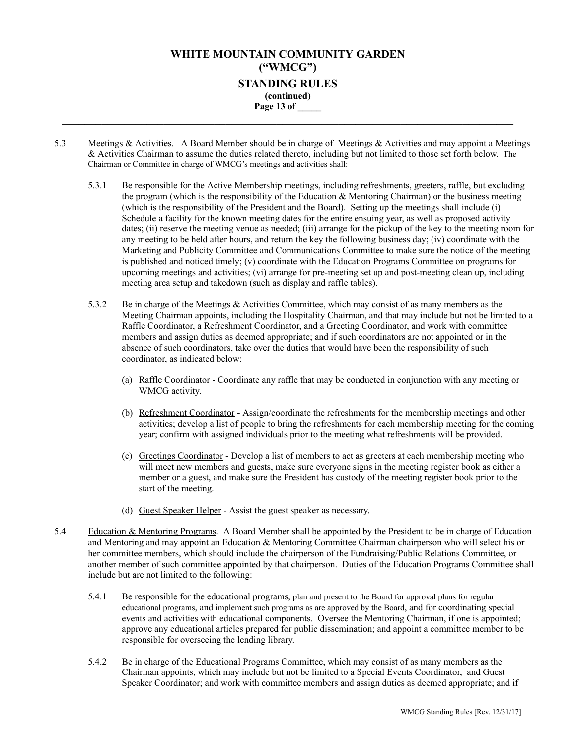5.3 Meetings & Activities. A Board Member should be in charge of Meetings & Activities and may appoint a Meetings & Activities Chairman to assume the duties related thereto, including but not limited to those set forth below. The Chairman or Committee in charge of WMCG's meetings and activities shall:

5.3.1 Be responsible for the Active Membership meetings, including refreshments, greeters, raffle, but excluding the program (which is the responsibility of the Education & Mentoring Chairman) or the business meeting (which is the responsibility of the President and the Board). Setting up the meetings shall include (i) Schedule a facility for the known meeting dates for the entire ensuing year, as well as proposed activity dates; (ii) reserve the meeting venue as needed; (iii) arrange for the pickup of the key to the meeting room for any meeting to be held after hours, and return the key the following business day; (iv) coordinate with the Marketing and Publicity Committee and Communications Committee to make sure the notice of the meeting is published and noticed timely; (v) coordinate with the Education Programs Committee on programs for upcoming meetings and activities; (vi) arrange for pre-meeting set up and post-meeting clean up, including meeting area setup and takedown (such as display and raffle tables).

5.3.2 Be in charge of the Meetings & Activities Committee, which may consist of as many members as the Meeting Chairman appoints, including the Hospitality Chairman, and that may include but not be limited to a Raffle Coordinator, a Refreshment Coordinator, and a Greeting Coordinator, and work with committee members and assign duties as deemed appropriate; and if such coordinators are not appointed or in the absence of such coordinators, take over the duties that would have been the responsibility of such coordinator, as indicated below:

(a) Raffle Coordinator - Coordinate any raffle that may be conducted in conjunction with any meeting or WMCG activity.

(b) Refreshment Coordinator - Assign/coordinate the refreshments for the membership meetings and other activities; develop a list of people to bring the refreshments for each membership meeting for the coming year; confirm with assigned individuals prior to the meeting what refreshments will be provided.

(c) Greetings Coordinator - Develop a list of members to act as greeters at each membership meeting who will meet new members and guests, make sure everyone signs in the meeting register book as either a member or a guest, and make sure the President has custody of the meeting register book prior to the start of the meeting.

(d) Guest Speaker Helper - Assist the guest speaker as necessary.

5.4 Education & Mentoring Programs. A Board Member shall be appointed by the President to be in charge of Education and Mentoring and may appoint an Education & Mentoring Committee Chairman chairperson who will select his or her committee members, which should include the chairperson of the Fundraising/Public Relations Committee, or another member of such committee appointed by that chairperson. Duties of the Education Programs Committee shall include but are not limited to the following:

5.4.1 Be responsible for the educational programs, plan and present to the Board for approval plans for regular educational programs, and implement such programs as are approved by the Board, and for coordinating special events and activities with educational components. Oversee the Mentoring Chairman, if one is appointed; approve any educational articles prepared for public dissemination; and appoint a committee member to be responsible for overseeing the lending library.

5.4.2 Be in charge of the Educational Programs Committee, which may consist of as many members as the Chairman appoints, which may include but not be limited to a Special Events Coordinator, and Guest Speaker Coordinator; and work with committee members and assign duties as deemed appropriate; and if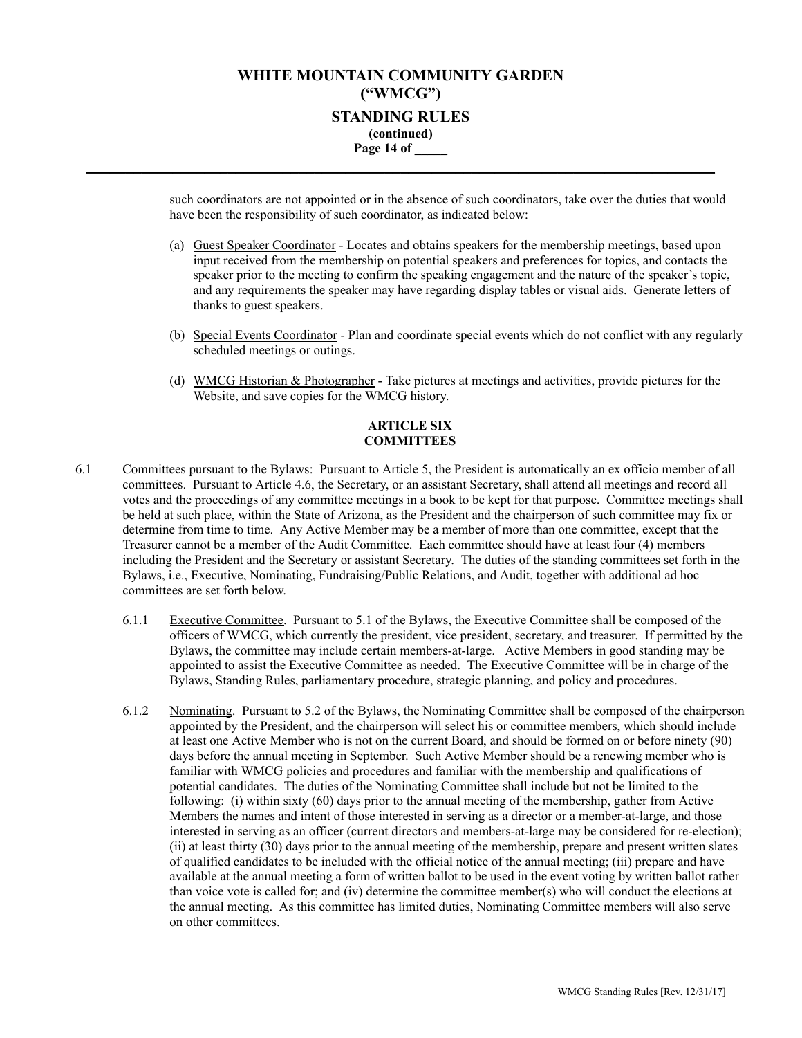such coordinators are not appointed or in the absence of such coordinators, take over the duties that would have been the responsibility of such coordinator, as indicated below:

(a) Guest Speaker Coordinator - Locates and obtains speakers for the membership meetings, based upon input received from the membership on potential speakers and preferences for topics, and contacts the speaker prior to the meeting to confirm the speaking engagement and the nature of the speaker's topic, and any requirements the speaker may have regarding display tables or visual aids. Generate letters of thanks to guest speakers.

(b) Special Events Coordinator - Plan and coordinate special events which do not conflict with any regularly scheduled meetings or outings.

(d) WMCG Historian & Photographer - Take pictures at meetings and activities, provide pictures for the Website, and save copies for the WMCG history.

## ARTICLE SIX
## COMMITTEES

6.1 Committees pursuant to the Bylaws: Pursuant to Article 5, the President is automatically an ex officio member of all committees. Pursuant to Article 4.6, the Secretary, or an assistant Secretary, shall attend all meetings and record all votes and the proceedings of any committee meetings in a book to be kept for that purpose. Committee meetings shall be held at such place, within the State of Arizona, as the President and the chairperson of such committee may fix or determine from time to time. Any Active Member may be a member of more than one committee, except that the Treasurer cannot be a member of the Audit Committee. Each committee should have at least four (4) members including the President and the Secretary or assistant Secretary. The duties of the standing committees set forth in the Bylaws, i.e., Executive, Nominating, Fundraising/Public Relations, and Audit, together with additional ad hoc committees are set forth below.

6.1.1 Executive Committee. Pursuant to 5.1 of the Bylaws, the Executive Committee shall be composed of the officers of WMCG, which currently the president, vice president, secretary, and treasurer. If permitted by the Bylaws, the committee may include certain members-at-large. Active Members in good standing may be appointed to assist the Executive Committee as needed. The Executive Committee will be in charge of the Bylaws, Standing Rules, parliamentary procedure, strategic planning, and policy and procedures.

6.1.2 Nominating. Pursuant to 5.2 of the Bylaws, the Nominating Committee shall be composed of the chairperson appointed by the President, and the chairperson will select his or committee members, which should include at least one Active Member who is not on the current Board, and should be formed on or before ninety (90) days before the annual meeting in September. Such Active Member should be a renewing member who is familiar with WMCG policies and procedures and familiar with the membership and qualifications of potential candidates. The duties of the Nominating Committee shall include but not be limited to the following: (i) within sixty (60) days prior to the annual meeting of the membership, gather from Active Members the names and intent of those interested in serving as a director or a member-at-large, and those interested in serving as an officer (current directors and members-at-large may be considered for re-election); (ii) at least thirty (30) days prior to the annual meeting of the membership, prepare and present written slates of qualified candidates to be included with the official notice of the annual meeting; (iii) prepare and have available at the annual meeting a form of written ballot to be used in the event voting by written ballot rather than voice vote is called for; and (iv) determine the committee member(s) who will conduct the elections at the annual meeting. As this committee has limited duties, Nominating Committee members will also serve on other committees.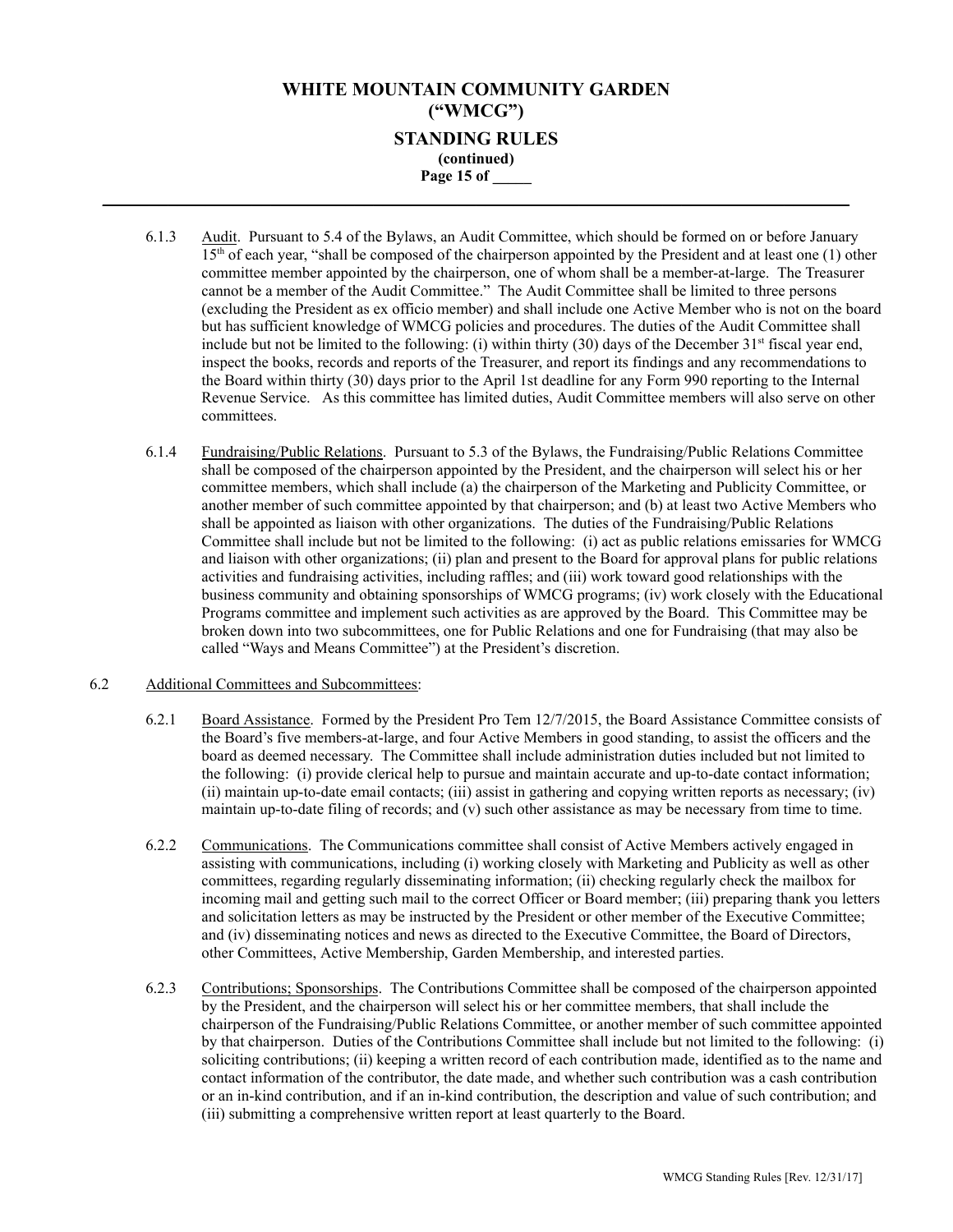6.1.3 Audit. Pursuant to 5.4 of the Bylaws, an Audit Committee, which should be formed on or before January 15th of each year, "shall be composed of the chairperson appointed by the President and at least one (1) other committee member appointed by the chairperson, one of whom shall be a member-at-large. The Treasurer cannot be a member of the Audit Committee." The Audit Committee shall be limited to three persons (excluding the President as ex officio member) and shall include one Active Member who is not on the board but has sufficient knowledge of WMCG policies and procedures. The duties of the Audit Committee shall include but not be limited to the following: (i) within thirty (30) days of the December 31st fiscal year end, inspect the books, records and reports of the Treasurer, and report its findings and any recommendations to the Board within thirty (30) days prior to the April 1st deadline for any Form 990 reporting to the Internal Revenue Service. As this committee has limited duties, Audit Committee members will also serve on other committees.

6.1.4 Fundraising/Public Relations. Pursuant to 5.3 of the Bylaws, the Fundraising/Public Relations Committee shall be composed of the chairperson appointed by the President, and the chairperson will select his or her committee members, which shall include (a) the chairperson of the Marketing and Publicity Committee, or another member of such committee appointed by that chairperson; and (b) at least two Active Members who shall be appointed as liaison with other organizations. The duties of the Fundraising/Public Relations Committee shall include but not be limited to the following: (i) act as public relations emissaries for WMCG and liaison with other organizations; (ii) plan and present to the Board for approval plans for public relations activities and fundraising activities, including raffles; and (iii) work toward good relationships with the business community and obtaining sponsorships of WMCG programs; (iv) work closely with the Educational Programs committee and implement such activities as are approved by the Board. This Committee may be broken down into two subcommittees, one for Public Relations and one for Fundraising (that may also be called "Ways and Means Committee") at the President's discretion.

6.2 Additional Committees and Subcommittees:

6.2.1 Board Assistance. Formed by the President Pro Tem 12/7/2015, the Board Assistance Committee consists of the Board's five members-at-large, and four Active Members in good standing, to assist the officers and the board as deemed necessary. The Committee shall include administration duties included but not limited to the following: (i) provide clerical help to pursue and maintain accurate and up-to-date contact information; (ii) maintain up-to-date email contacts; (iii) assist in gathering and copying written reports as necessary; (iv) maintain up-to-date filing of records; and (v) such other assistance as may be necessary from time to time.

6.2.2 Communications. The Communications committee shall consist of Active Members actively engaged in assisting with communications, including (i) working closely with Marketing and Publicity as well as other committees, regarding regularly disseminating information; (ii) checking regularly check the mailbox for incoming mail and getting such mail to the correct Officer or Board member; (iii) preparing thank you letters and solicitation letters as may be instructed by the President or other member of the Executive Committee; and (iv) disseminating notices and news as directed to the Executive Committee, the Board of Directors, other Committees, Active Membership, Garden Membership, and interested parties.

6.2.3 Contributions; Sponsorships. The Contributions Committee shall be composed of the chairperson appointed by the President, and the chairperson will select his or her committee members, that shall include the chairperson of the Fundraising/Public Relations Committee, or another member of such committee appointed by that chairperson. Duties of the Contributions Committee shall include but not be limited to the following: (i) soliciting contributions; (ii) keeping a written record of each contribution made, identified as to the name and contact information of the contributor, the date made, and whether such contribution was a cash contribution or an in-kind contribution, and if an in-kind contribution, the description and value of such contribution; and (iii) submitting a comprehensive written report at least quarterly to the Board.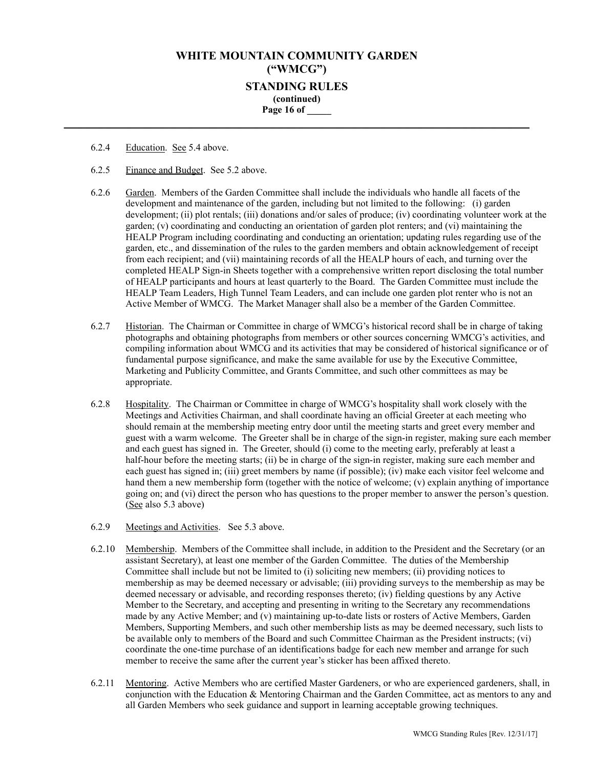6.2.4 Education. See 5.4 above.

6.2.5 Finance and Budget. See 5.2 above.

6.2.6 Garden. Members of the Garden Committee shall include the individuals who handle all facets of the development and maintenance of the garden, including but not limited to the following: (i) garden development; (ii) plot rentals; (iii) donations and/or sales of produce; (iv) coordinating volunteer work at the garden; (v) coordinating and conducting an orientation of garden plot renters; and (vi) maintaining the HEALP Program including coordinating and conducting an orientation; updating rules regarding use of the garden, etc., and dissemination of the rules to the garden members and obtain acknowledgement of receipt from each recipient; and (vii) maintaining records of all the HEALP hours of each, and turning over the completed HEALP Sign-in Sheets together with a comprehensive written report disclosing the total number of HEALP participants and hours at least quarterly to the Board. The Garden Committee must include the HEALP Team Leaders, High Tunnel Team Leaders, and can include one garden plot renter who is not an Active Member of WMCG. The Market Manager shall also be a member of the Garden Committee.

6.2.7 Historian. The Chairman or Committee in charge of WMCG's historical record shall be in charge of taking photographs and obtaining photographs from members or other sources concerning WMCG's activities, and compiling information about WMCG and its activities that may be considered of historical significance or of fundamental purpose significance, and make the same available for use by the Executive Committee, Marketing and Publicity Committee, and Grants Committee, and such other committees as may be appropriate.

6.2.8 Hospitality. The Chairman or Committee in charge of WMCG's hospitality shall work closely with the Meetings and Activities Chairman, and shall coordinate having an official Greeter at each meeting who should remain at the membership meeting entry door until the meeting starts and greet every member and guest with a warm welcome. The Greeter shall be in charge of the sign-in register, making sure each member and each guest has signed in. The Greeter, should (i) come to the meeting early, preferably at least a half-hour before the meeting starts; (ii) be in charge of the sign-in register, making sure each member and each guest has signed in; (iii) greet members by name (if possible); (iv) make each visitor feel welcome and hand them a new membership form (together with the notice of welcome; (v) explain anything of importance going on; and (vi) direct the person who has questions to the proper member to answer the person's question. (See also 5.3 above)

6.2.9 Meetings and Activities. See 5.3 above.

6.2.10 Membership. Members of the Committee shall include, in addition to the President and the Secretary (or an assistant Secretary), at least one member of the Garden Committee. The duties of the Membership Committee shall include but not be limited to (i) soliciting new members; (ii) providing notices to membership as may be deemed necessary or advisable; (iii) providing surveys to the membership as may be deemed necessary or advisable, and recording responses thereto; (iv) fielding questions by any Active Member to the Secretary, and accepting and presenting in writing to the Secretary any recommendations made by any Active Member; and (v) maintaining up-to-date lists or rosters of Active Members, Garden Members, Supporting Members, and such other membership lists as may be deemed necessary, such lists to be available only to members of the Board and such Committee Chairman as the President instructs; (vi) coordinate the one-time purchase of an identifications badge for each new member and arrange for such member to receive the same after the current year's sticker has been affixed thereto.

6.2.11 Mentoring. Active Members who are certified Master Gardeners, or who are experienced gardeners, shall, in conjunction with the Education & Mentoring Chairman and the Garden Committee, act as mentors to any and all Garden Members who seek guidance and support in learning acceptable growing techniques.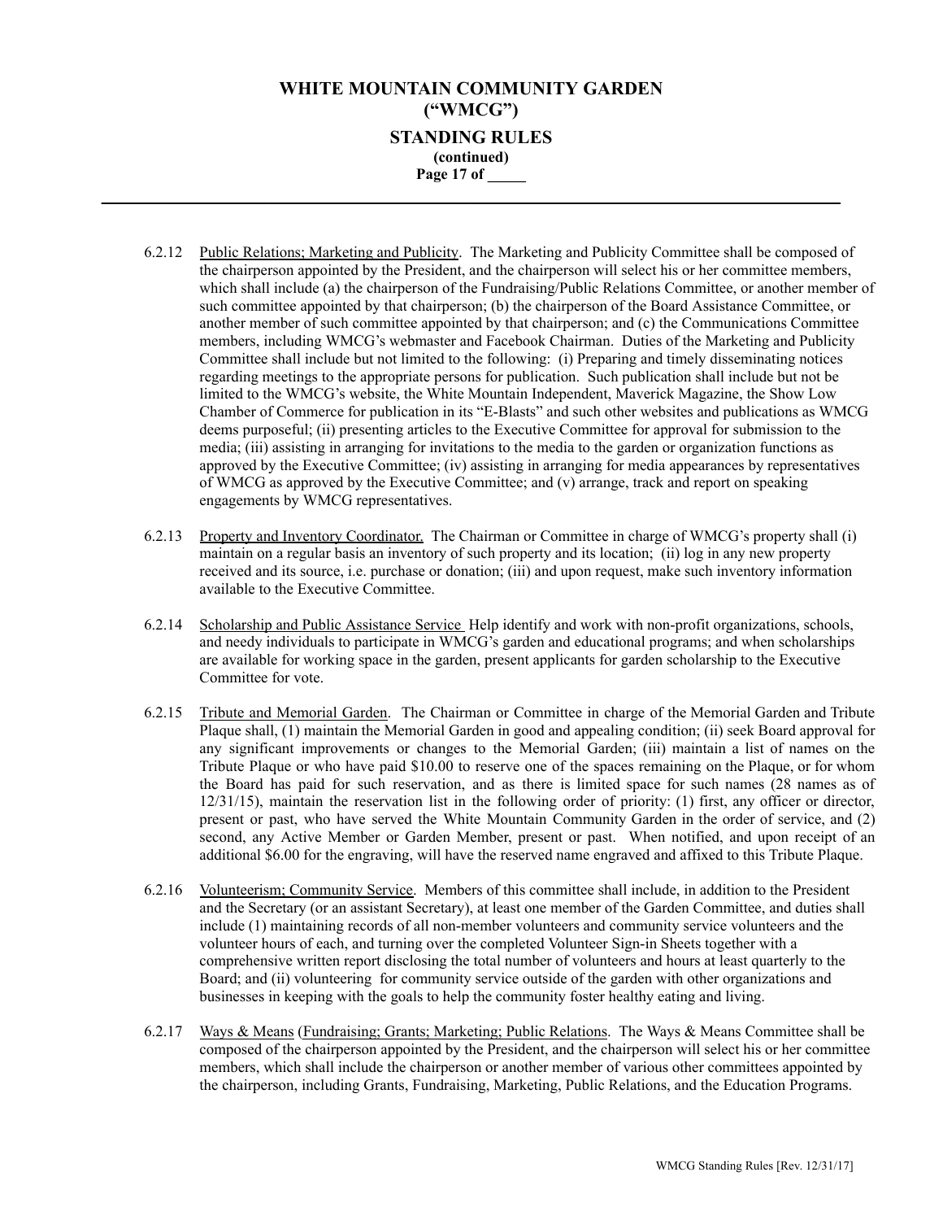6.2.12 Public Relations; Marketing and Publicity. The Marketing and Publicity Committee shall be composed of the chairperson appointed by the President, and the chairperson will select his or her committee members, which shall include (a) the chairperson of the Fundraising/Public Relations Committee, or another member of such committee appointed by that chairperson; (b) the chairperson of the Board Assistance Committee, or another member of such committee appointed by that chairperson; and (c) the Communications Committee members, including WMCG's webmaster and Facebook Chairman. Duties of the Marketing and Publicity Committee shall include but not limited to the following: (i) Preparing and timely disseminating notices regarding meetings to the appropriate persons for publication. Such publication shall include but not be limited to the WMCG's website, the White Mountain Independent, Maverick Magazine, the Show Low Chamber of Commerce for publication in its "E-Blasts" and such other websites and publications as WMCG deems purposeful; (ii) presenting articles to the Executive Committee for approval for submission to the media; (iii) assisting in arranging for invitations to the media to the garden or organization functions as approved by the Executive Committee; (iv) assisting in arranging for media appearances by representatives of WMCG as approved by the Executive Committee; and (v) arrange, track and report on speaking engagements by WMCG representatives.

6.2.13 Property and Inventory Coordinator. The Chairman or Committee in charge of WMCG's property shall (i) maintain on a regular basis an inventory of such property and its location; (ii) log in any new property received and its source, i.e. purchase or donation; (iii) and upon request, make such inventory information available to the Executive Committee.

6.2.14 Scholarship and Public Assistance Service Help identify and work with non-profit organizations, schools, and needy individuals to participate in WMCG's garden and educational programs; and when scholarships are available for working space in the garden, present applicants for garden scholarship to the Executive Committee for vote.

6.2.15 Tribute and Memorial Garden. The Chairman or Committee in charge of the Memorial Garden and Tribute Plaque shall, (1) maintain the Memorial Garden in good and appealing condition; (ii) seek Board approval for any significant improvements or changes to the Memorial Garden; (iii) maintain a list of names on the Tribute Plaque or who have paid $10.00 to reserve one of the spaces remaining on the Plaque, or for whom the Board has paid for such reservation, and as there is limited space for such names (28 names as of 12/31/15), maintain the reservation list in the following order of priority: (1) first, any officer or director, present or past, who have served the White Mountain Community Garden in the order of service, and (2) second, any Active Member or Garden Member, present or past. When notified, and upon receipt of an additional $6.00 for the engraving, will have the reserved name engraved and affixed to this Tribute Plaque.

6.2.16 Volunteerism; Community Service. Members of this committee shall include, in addition to the President and the Secretary (or an assistant Secretary), at least one member of the Garden Committee, and duties shall include (1) maintaining records of all non-member volunteers and community service volunteers and the volunteer hours of each, and turning over the completed Volunteer Sign-in Sheets together with a comprehensive written report disclosing the total number of volunteers and hours at least quarterly to the Board; and (ii) volunteering for community service outside of the garden with other organizations and businesses in keeping with the goals to help the community foster healthy eating and living.

6.2.17 Ways & Means (Fundraising; Grants; Marketing; Public Relations. The Ways & Means Committee shall be composed of the chairperson appointed by the President, and the chairperson will select his or her committee members, which shall include the chairperson or another member of various other committees appointed by the chairperson, including Grants, Fundraising, Marketing, Public Relations, and the Education Programs.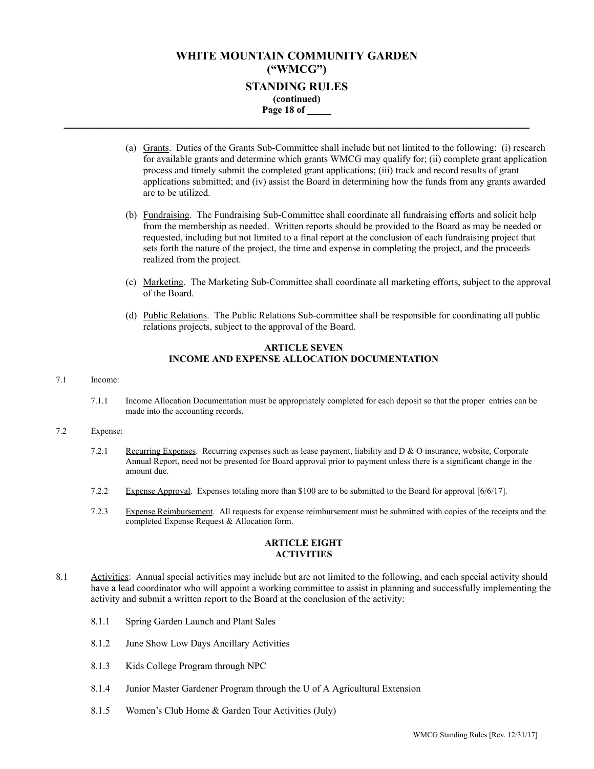(a) Grants. Duties of the Grants Sub-Committee shall include but not limited to the following: (i) research for available grants and determine which grants WMCG may qualify for; (ii) complete grant application process and timely submit the completed grant applications; (iii) track and record results of grant applications submitted; and (iv) assist the Board in determining how the funds from any grants awarded are to be utilized.

(b) Fundraising. The Fundraising Sub-Committee shall coordinate all fundraising efforts and solicit help from the membership as needed. Written reports should be provided to the Board as may be needed or requested, including but not limited to a final report at the conclusion of each fundraising project that sets forth the nature of the project, the time and expense in completing the project, and the proceeds realized from the project.

(c) Marketing. The Marketing Sub-Committee shall coordinate all marketing efforts, subject to the approval of the Board.

(d) Public Relations. The Public Relations Sub-committee shall be responsible for coordinating all public relations projects, subject to the approval of the Board.

## ARTICLE SEVEN
## INCOME AND EXPENSE ALLOCATION DOCUMENTATION

7.1 Income:

7.1.1 Income Allocation Documentation must be appropriately completed for each deposit so that the proper entries can be made into the accounting records.

7.2 Expense:

7.2.1 Recurring Expenses. Recurring expenses such as lease payment, liability and D & O insurance, website, Corporate Annual Report, need not be presented for Board approval prior to payment unless there is a significant change in the amount due.

7.2.2 Expense Approval. Expenses totaling more than $100 are to be submitted to the Board for approval [6/6/17].

7.2.3 Expense Reimbursement. All requests for expense reimbursement must be submitted with copies of the receipts and the completed Expense Request & Allocation form.

## ARTICLE EIGHT
## ACTIVITIES

8.1 Activities: Annual special activities may include but are not limited to the following, and each special activity should have a lead coordinator who will appoint a working committee to assist in planning and successfully implementing the activity and submit a written report to the Board at the conclusion of the activity:

8.1.1 Spring Garden Launch and Plant Sales

8.1.2 June Show Low Days Ancillary Activities

8.1.3 Kids College Program through NPC

8.1.4 Junior Master Gardener Program through the U of A Agricultural Extension

8.1.5 Women's Club Home & Garden Tour Activities (July)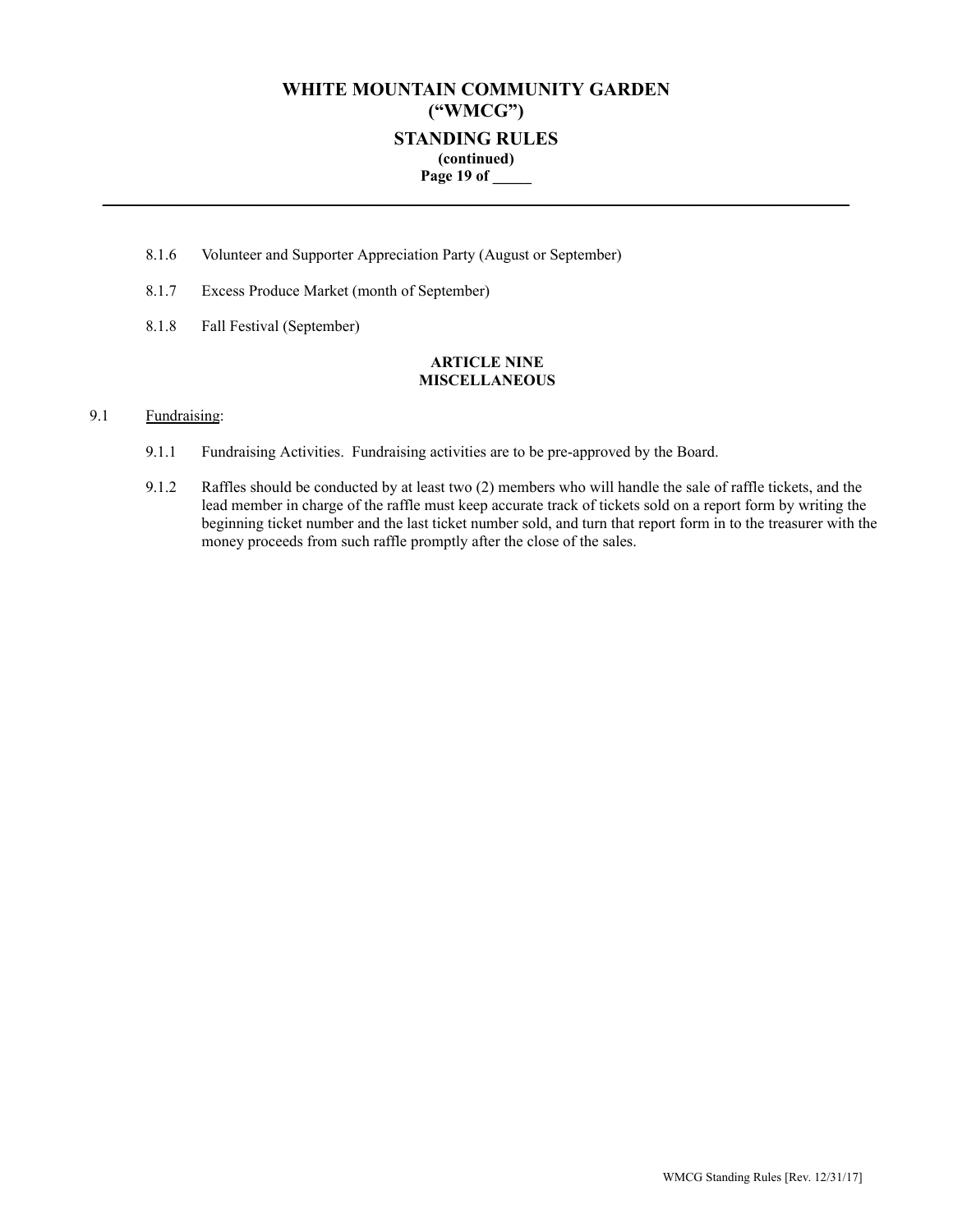8.1.6 Volunteer and Supporter Appreciation Party (August or September)

8.1.7 Excess Produce Market (month of September)

8.1.8 Fall Festival (September)

## ARTICLE NINE
## MISCELLANEOUS

9.1 Fundraising:

9.1.1 Fundraising Activities. Fundraising activities are to be pre-approved by the Board.

9.1.2 Raffles should be conducted by at least two (2) members who will handle the sale of raffle tickets, and the lead member in charge of the raffle must keep accurate track of tickets sold on a report form by writing the beginning ticket number and the last ticket number sold, and turn that report form in to the treasurer with the money proceeds from such raffle promptly after the close of the sales.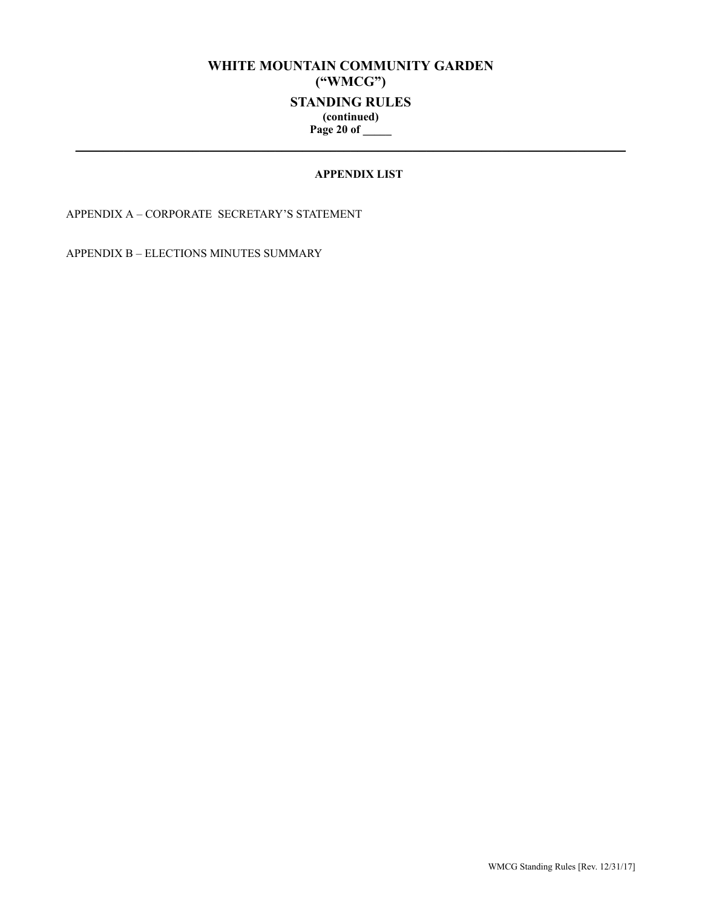## APPENDIX LIST

APPENDIX A – CORPORATE SECRETARY'S STATEMENT

APPENDIX B – ELECTIONS MINUTES SUMMARY